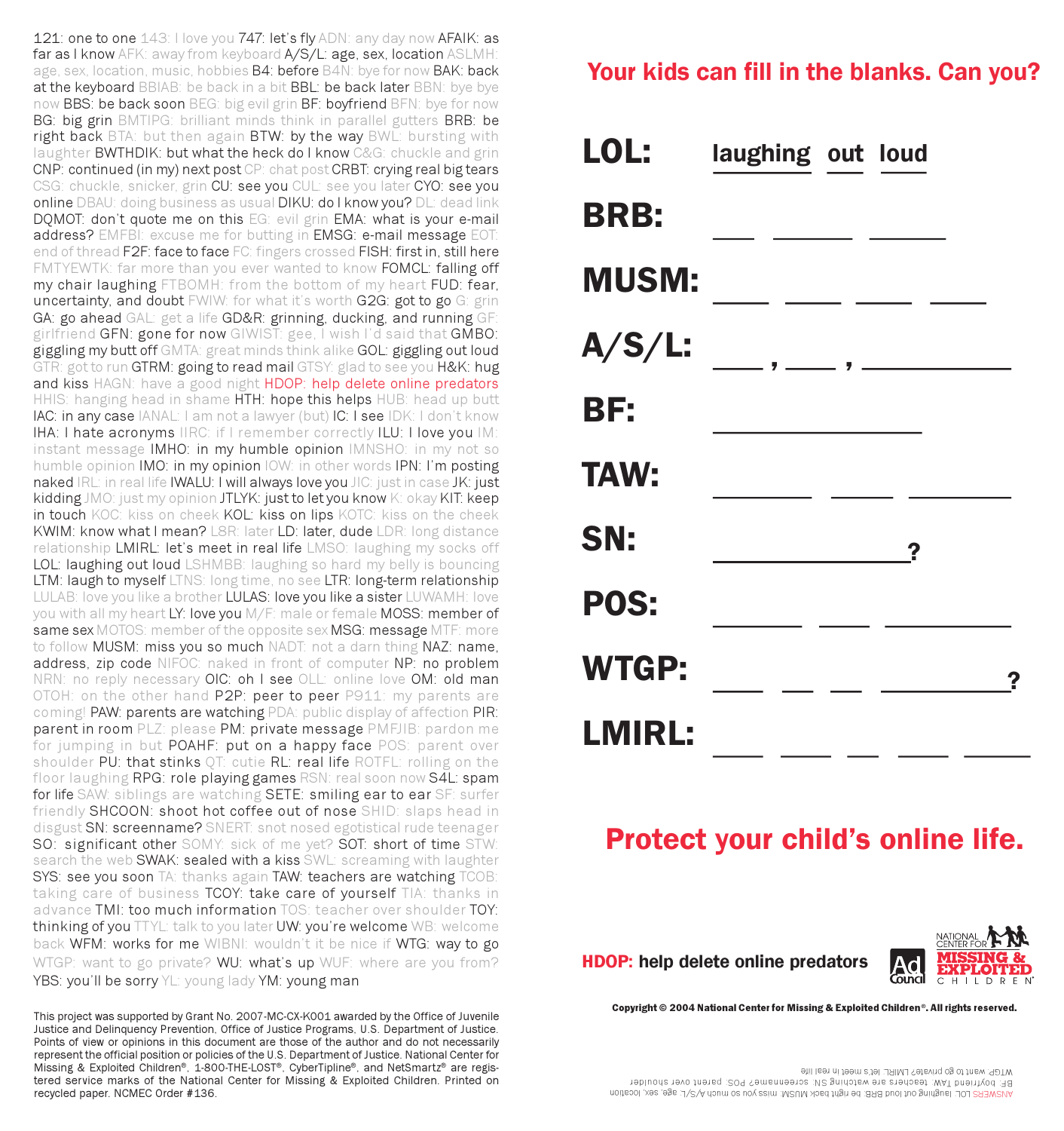121: one to one 143: I love you 747: let's fly ADN: any day now AFAIK: as far as I know AFK: away from keyboard A/S/L: age, sex, location ASLMH: age, sex, location, music, hobbies B4: before B4N: bye for now BAK: back at the keyboard BBIAB: be back in a bit BBL: be back later BBN: bye bye now BBS: be back soon BEG: big evil grin BF: boyfriend BFN: bye for now BG: big grin BMTIPG: brilliant minds think in parallel gutters BRB: be right back BTA: but then again BTW: by the way BWL: bursting with laughter BWTHDIK: but what the heck do I know C&G: chuckle and grin CNP: continued (in my) next post CP: chat post CRBT: crying real big tears CSG: chuckle, snicker, grin CU: see you CUL: see you later CYO: see you online DBAU: doing business as usual DIKU: do I know you? DL: dead link DQMOT: don't quote me on this EG: evil grin EMA: what is your e-mail address? EMFBI: excuse me for butting in EMSG: e-mail message EOT: end of thread F2F: face to face FC: fingers crossed FISH: first in, still here FMTYEWTK: far more than you ever wanted to know FOMCL: falling off my chair laughing FTBOMH: from the bottom of my heart FUD: fear, uncertainty, and doubt FWIW: for what it's worth G2G: got to go G: grin GA: go ahead GAL: get a life GD&R: grinning, ducking, and running GF: girlfriend GFN: gone for now GIWIST: gee, I wish I'd said that GMBO: giggling my butt off GMTA: great minds think alike GOL: giggling out loud GTR: got to run GTRM: going to read mail GTSY: glad to see you H&K: hug and kiss HAGN: have a good night HDOP: help delete online predators HHIS: hanging head in shame HTH: hope this helps HUB: head up butt IAC: in any case IANAL: I am not a lawyer (but) IC: I see IDK: I don't know IHA: I hate acronyms IIRC: if I remember correctly ILU: I love you IM: instant message IMHO: in my humble opinion IMNSHO: in my not so humble opinion IMO: in my opinion IOW: in other words IPN: I'm posting naked IRL: in real life IWALU: I will always love you JIC: just in case JK: just kidding JMO: just my opinion JTLYK: just to let you know K: okay KIT: keep in touch KOC: kiss on cheek KOL: kiss on lips KOTC: kiss on the cheek KWIM: know what I mean? L8R: later LD: later, dude LDR: long distance relationship LMIRL: let's meet in real life LMSO: laughing my socks off LOL: laughing out loud LSHMBB: laughing so hard my belly is bouncing LTM: laugh to myself LTNS: long time, no see LTR: long-term relationship LULAB: love you like a brother LULAS: love you like a sister LUWAMH: love you with all my heart LY: love you M/F: male or female MOSS: member of same sex MOTOS: member of the opposite sex MSG: message MTF: more to follow MUSM: miss you so much NADT: not a darn thing NAZ: name, address, zip code NIFOC: naked in front of computer NP: no problem NRN: no reply necessary OIC: oh I see OLL: online love OM: old man OTOH: on the other hand P2P: peer to peer P911: my parents are coming! PAW: parents are watching PDA: public display of affection PIR: parent in room PLZ: please PM: private message PMFJIB: pardon me for jumping in but POAHF: put on a happy face POS: parent over shoulder PU: that stinks QT: cutie RL: real life ROTFL: rolling on the floor laughing RPG: role playing games RSN: real soon now S4L: spam for life SAW: siblings are watching SETE: smiling ear to ear SF: surfer friendly SHCOON: shoot hot coffee out of nose SHID: slaps head in disgust SN: screenname? SNERT: snot nosed egotistical rude teenager SO: significant other SOMY: sick of me yet? SOT: short of time STW: search the web SWAK: sealed with a kiss SWL: screaming with laughter SYS: see you soon TA: thanks again TAW: teachers are watching TCOB: taking care of business TCOY: take care of yourself TIA: thanks in advance TMI: too much information TOS: teacher over shoulder TOY: thinking of you TTYL: talk to you later UW: you're welcome WB: welcome back WFM: works for me WIBNI: wouldn't it be nice if WTG: way to go WTGP: want to go private? WU: what's up WUF: where are you from? YBS: you'll be sorry YL: young lady YM: young man

This project was supported by Grant No. 2007-MC-CX-K001 awarded by the Office of Juvenile Justice and Delinquency Prevention, Office of Justice Programs, U.S. Department of Justice. Points of view or opinions in this document are those of the author and do not necessarily represent the official position or policies of the U.S. Department of Justice. National Center for Missing & Exploited Children®, 1-800-THE-LOST®, CyberTipline®, and NetSmartz® are registered service marks of the National Center for Missing & Exploited Children. Printed on recycled paper. NCMEC Order #136.

## Your kids can fill in the blanks. Can you?

**LOL:** laughing out loud

**BRB:** ___ _____ _____

**MUSM:** ___ ___ ___ ___

**A/S/L:** ___ , ___ , _______

**BF:** __________

**TAW:** _____ ____ _____

**SN:** __________?

**POS:** _____ ____ ______

**WTGP:** ___ __ __ ______?

**LMIRL:** ___ ___ __ ___ ___

## Protect your child's online life.

**HDOP: help delete online predators**

NATIONAL CENTER FOR MISSING & EXPLOITED CHILDREN®

Copyright © 2004 National Center for Missing & Exploited Children®. All rights reserved.

ANSWERS LOL: laughing out loud BRB: be right back MUSM: miss you so much A/S/L: age, sex, location BF: boyfriend TAW: teachers are watching SN: screenname? POS: parent over shoulder WTGP: want to go private? LMIRL: let's meet in real life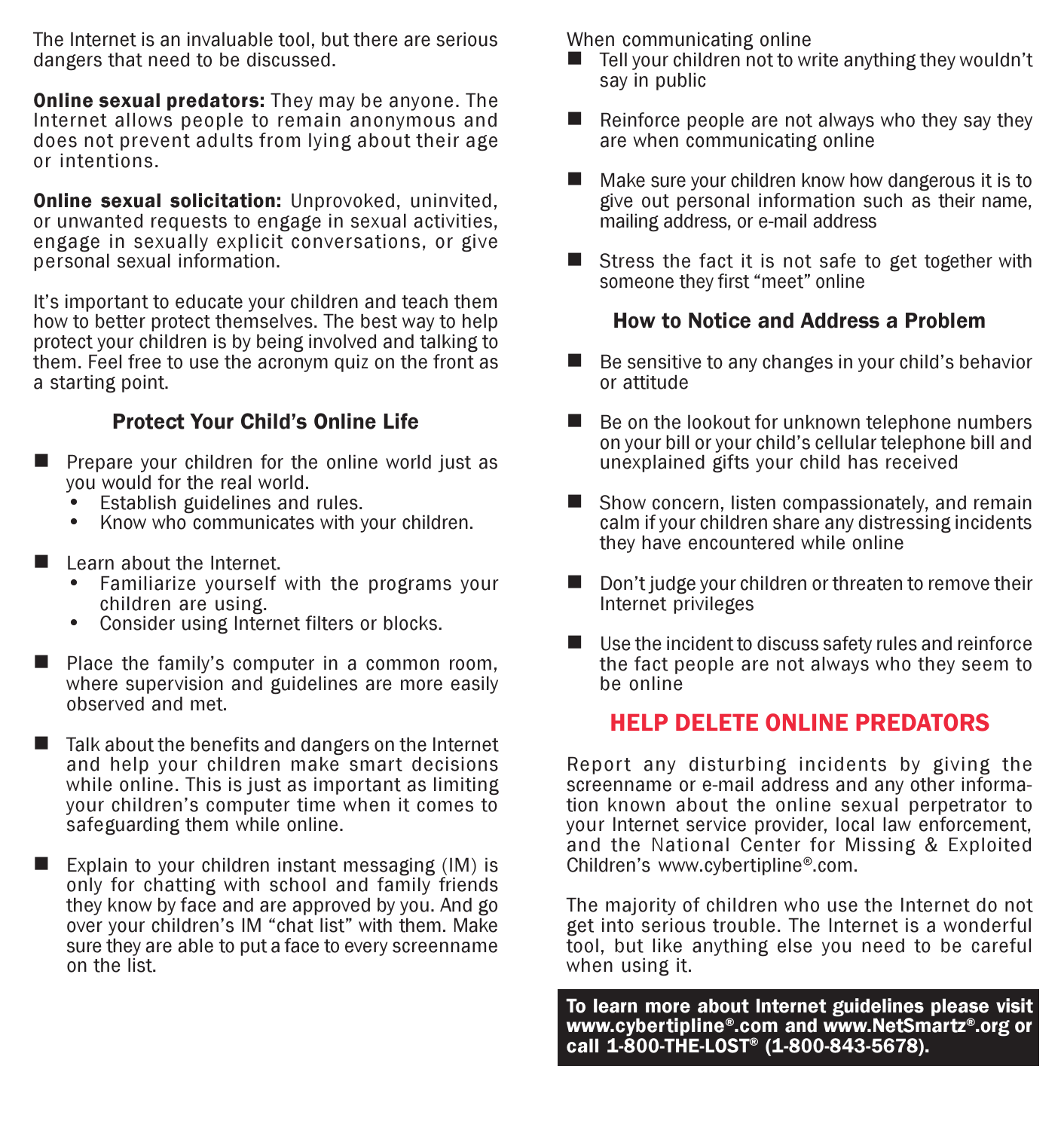The Internet is an invaluable tool, but there are serious dangers that need to be discussed.

**Online sexual predators:** They may be anyone. The Internet allows people to remain anonymous and does not prevent adults from lying about their age or intentions.

**Online sexual solicitation:** Unprovoked, uninvited, or unwanted requests to engage in sexual activities, engage in sexually explicit conversations, or give personal sexual information.

It's important to educate your children and teach them how to better protect themselves. The best way to help protect your children is by being involved and talking to them. Feel free to use the acronym quiz on the front as a starting point.

## Protect Your Child's Online Life

- Prepare your children for the online world just as you would for the real world.
  - Establish guidelines and rules.
  - Know who communicates with your children.
- Learn about the Internet.
  - Familiarize yourself with the programs your children are using.
  - Consider using Internet filters or blocks.
- Place the family's computer in a common room, where supervision and guidelines are more easily observed and met.
- Talk about the benefits and dangers on the Internet and help your children make smart decisions while online. This is just as important as limiting your children's computer time when it comes to safeguarding them while online.
- Explain to your children instant messaging (IM) is only for chatting with school and family friends they know by face and are approved by you. And go over your children's IM "chat list" with them. Make sure they are able to put a face to every screenname on the list.

When communicating online

- Tell your children not to write anything they wouldn't say in public
- Reinforce people are not always who they say they are when communicating online
- Make sure your children know how dangerous it is to give out personal information such as their name, mailing address, or e-mail address
- Stress the fact it is not safe to get together with someone they first "meet" online

## How to Notice and Address a Problem

- Be sensitive to any changes in your child's behavior or attitude
- Be on the lookout for unknown telephone numbers on your bill or your child's cellular telephone bill and unexplained gifts your child has received
- Show concern, listen compassionately, and remain calm if your children share any distressing incidents they have encountered while online
- Don't judge your children or threaten to remove their Internet privileges
- Use the incident to discuss safety rules and reinforce the fact people are not always who they seem to be online

## HELP DELETE ONLINE PREDATORS

Report any disturbing incidents by giving the screenname or e-mail address and any other information known about the online sexual perpetrator to your Internet service provider, local law enforcement, and the National Center for Missing & Exploited Children's www.cybertipline®.com.

The majority of children who use the Internet do not get into serious trouble. The Internet is a wonderful tool, but like anything else you need to be careful when using it.

**To learn more about Internet guidelines please visit www.cybertipline®.com and www.NetSmartz®.org or call 1-800-THE-LOST® (1-800-843-5678).**